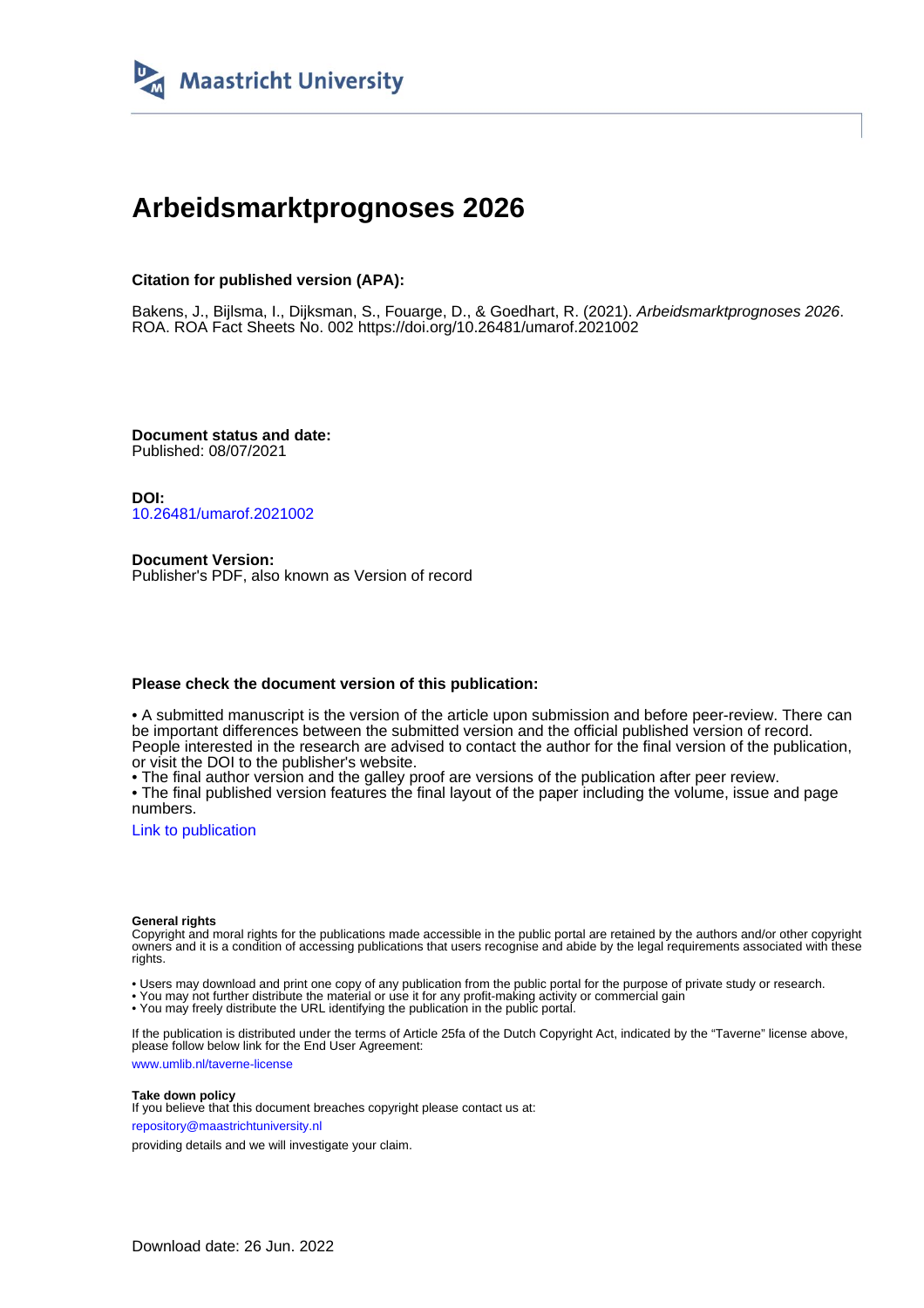Maastricht University

# Arbeidsmarktprognoses 2026

**Citation for published version (APA):**

Bakens, J., Bijlsma, I., Dijksman, S., Fouarge, D., & Goedhart, R. (2021). *Arbeidsmarktprognoses 2026*. ROA. ROA Fact Sheets No. 002 https://doi.org/10.26481/umarof.2021002

**Document status and date:**
Published: 08/07/2021

**DOI:**
10.26481/umarof.2021002

**Document Version:**
Publisher's PDF, also known as Version of record

**Please check the document version of this publication:**

• A submitted manuscript is the version of the article upon submission and before peer-review. There can be important differences between the submitted version and the official published version of record. People interested in the research are advised to contact the author for the final version of the publication, or visit the DOI to the publisher's website.
• The final author version and the galley proof are versions of the publication after peer review.
• The final published version features the final layout of the paper including the volume, issue and page numbers.

Link to publication

**General rights**
Copyright and moral rights for the publications made accessible in the public portal are retained by the authors and/or other copyright owners and it is a condition of accessing publications that users recognise and abide by the legal requirements associated with these rights.

• Users may download and print one copy of any publication from the public portal for the purpose of private study or research.
• You may not further distribute the material or use it for any profit-making activity or commercial gain
• You may freely distribute the URL identifying the publication in the public portal.

If the publication is distributed under the terms of Article 25fa of the Dutch Copyright Act, indicated by the "Taverne" license above, please follow below link for the End User Agreement:

www.umlib.nl/taverne-license

**Take down policy**
If you believe that this document breaches copyright please contact us at:

repository@maastrichtuniversity.nl

providing details and we will investigate your claim.

Download date: 26 Jun. 2022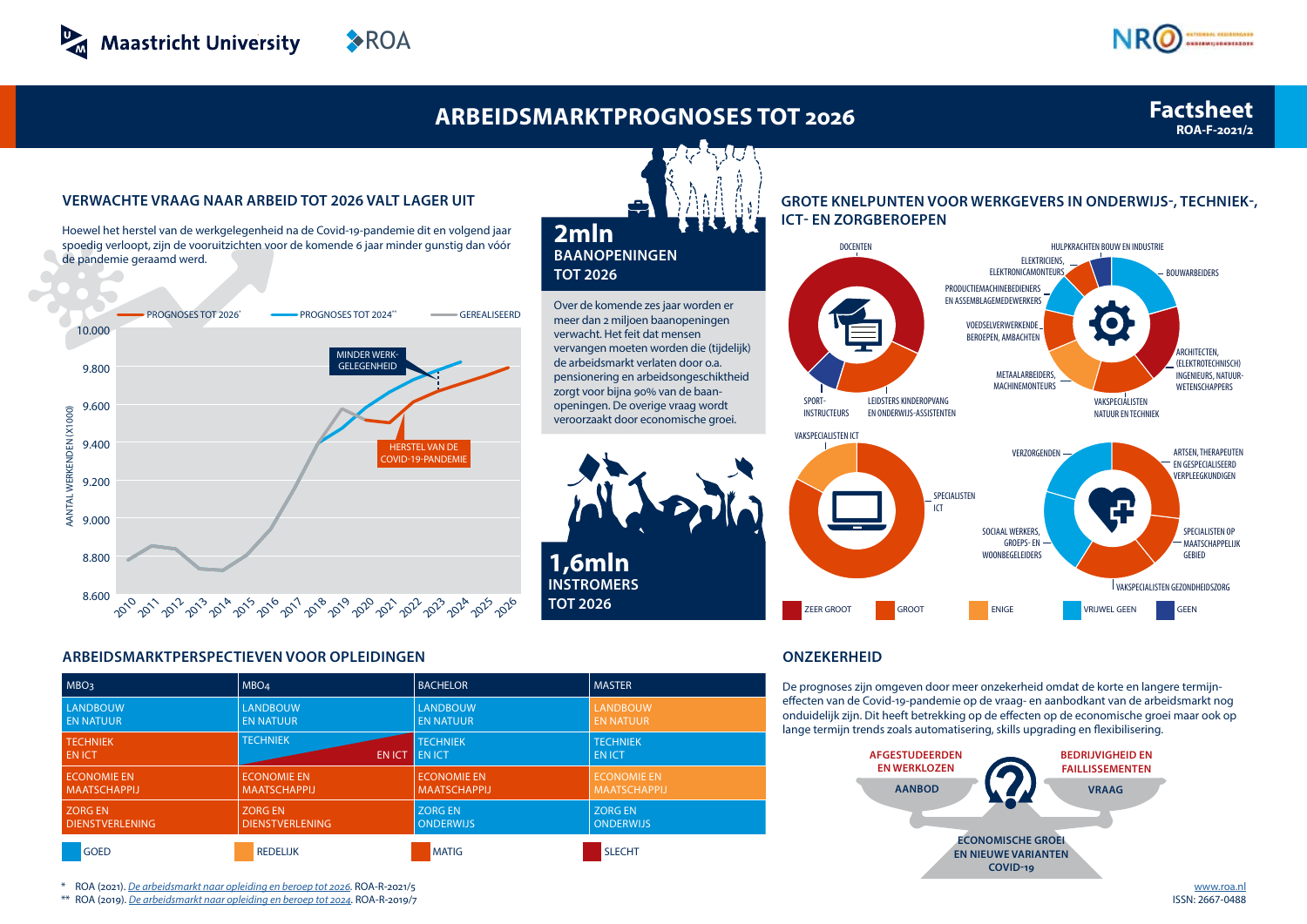Maastricht University ROA

NRO

# ARBEIDSMARKTPROGNOSES TOT 2026

**Factsheet**
**ROA-F-2021/2**

## VERWACHTE VRAAG NAAR ARBEID TOT 2026 VALT LAGER UIT

Hoewel het herstel van de werkgelegenheid na de Covid-19-pandemie dit en volgend jaar spoedig verloopt, zijn de vooruitzichten voor de komende 6 jaar minder gunstig dan vóór de pandemie geraamd werd.

PROGNOSES TOT 2026*
PROGNOSES TOT 2024**
GEREALISEERD

10.000
9.800
9.600
9.400
9.200
9.000
8.800
8.600

AANTAL WERKENDEN (X1000)

2010 2011 2012 2013 2014 2015 2016 2017 2018 2019 2020 2021 2022 2023 2024 2025 2026

MINDER WERKGELEGENHEID

HERSTEL VAN DE COVID-19-PANDEMIE

**2mln**
**BAANOPENINGEN TOT 2026**

Over de komende zes jaar worden er meer dan 2 miljoen baanopeningen verwacht. Het feit dat mensen vervangen moeten worden die (tijdelijk) de arbeidsmarkt verlaten door o.a. pensionering en arbeidsongeschiktheid zorgt voor bijna 90% van de baanopeningen. De overige vraag wordt veroorzaakt door economische groei.

**1,6mln**
**INSTROMERS TOT 2026**

## GROTE KNELPUNTEN VOOR WERKGEVERS IN ONDERWIJS-, TECHNIEK-, ICT- EN ZORGBEROEPEN

DOCENTEN
SPORTINSTRUCTEURS
LEIDSTERS KINDEROPVANG EN ONDERWIJS-ASSISTENTEN

HULPKRACHTEN BOUW EN INDUSTRIE
ELEKTRICIENS, ELEKTRONICAMONTEURS
BOUWARBEIDERS
PRODUCTIEMACHINEBEDIENEERS EN ASSEMBLAGEMEDEWERKERS
VOEDSELVERWERKENDE BEROEPEN, AMBACHTEN
ARCHITECTEN, (ELEKTROTECHNISCH) INGENIEURS, NATUURWETENSCHAPPERS
METAALARBEIDERS, MACHINEMONTEURS
VAKSPECIALISTEN NATUUR EN TECHNIEK

VAKSPECIALISTEN ICT
SPECIALISTEN ICT

VERZORGENDEN
ARTSEN, THERAPEUTEN EN GESPECIALISEERD VERPLEEGKUNDIGEN
SOCIAAL WERKERS, GROEPS- EN WOONBEGELEIDERS
SPECIALISTEN OP MAATSCHAPPELIJK GEBIED
VAKSPECIALISTEN GEZONDHEIDSZORG

ZEER GROOT
GROOT
ENIGE
VRIJWEL GEEN
GEEN

## ARBEIDSMARKTPERSPECTIEVEN VOOR OPLEIDINGEN

| MBO3 | MBO4 | BACHELOR | MASTER |
|---|---|---|---|
| LANDBOUW EN NATUUR | LANDBOUW EN NATUUR | LANDBOUW EN NATUUR | LANDBOUW EN NATUUR |
| TECHNIEK EN ICT | TECHNIEK / EN ICT | TECHNIEK EN ICT | TECHNIEK EN ICT |
| ECONOMIE EN MAATSCHAPPIJ | ECONOMIE EN MAATSCHAPPIJ | ECONOMIE EN MAATSCHAPPIJ | ECONOMIE EN MAATSCHAPPIJ |
| ZORG EN DIENSTVERLENING | ZORG EN DIENSTVERLENING | ZORG EN ONDERWIJS | ZORG EN ONDERWIJS |

GOED
REDELIJK
MATIG
SLECHT

## ONZEKERHEID

De prognoses zijn omgeven door meer onzekerheid omdat de korte en langere termijneffecten van de Covid-19-pandemie op de vraag- en aanbodkant van de arbeidsmarkt nog onduidelijk zijn. Dit heeft betrekking op de effecten op de economische groei maar ook op lange termijn trends zoals automatisering, skills upgrading en flexibilisering.

AFGESTUDEERDEN EN WERKLOZEN
AANBOD
BEDRIJVIGHEID EN FAILLISSEMENTEN
VRAAG
ECONOMISCHE GROEI
EN NIEUWE VARIANTEN
COVID-19

\* ROA (2021). *De arbeidsmarkt naar opleiding en beroep tot 2026*. ROA-R-2021/5
\*\* ROA (2019). *De arbeidsmarkt naar opleiding en beroep tot 2024*. ROA-R-2019/7

www.roa.nl
ISSN: 2667-0488